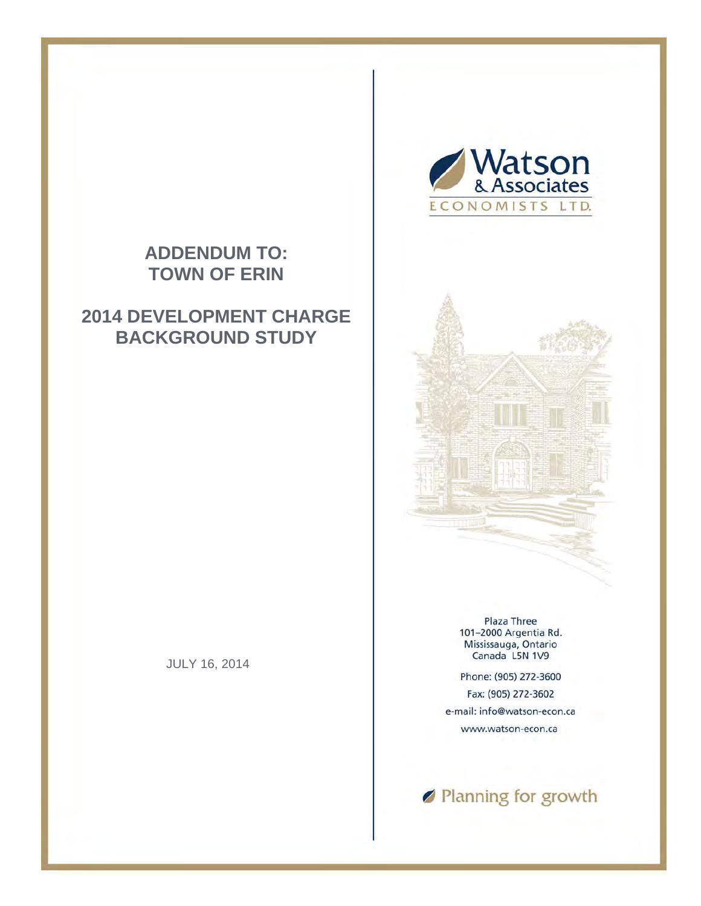# ADDENDUM TO: TOWN OF ERIN

# 2014 DEVELOPMENT CHARGE BACKGROUND STUDY

JULY 16, 2014

Watson & Associates ECONOMISTS LTD.

Plaza Three
101–2000 Argentia Rd.
Mississauga, Ontario
Canada L5N 1V9

Phone: (905) 272-3600

Fax: (905) 272-3602

e-mail: info@watson-econ.ca

www.watson-econ.ca

Planning for growth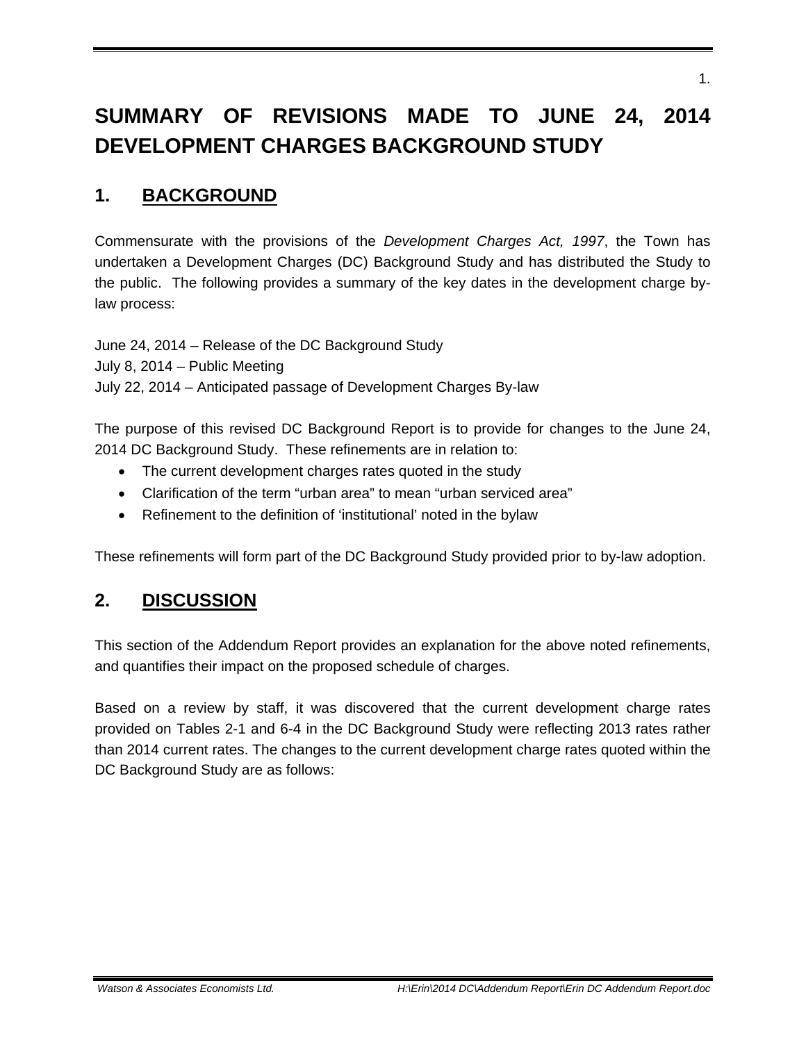// Page 2 of document 3c9bb29c30a8
# SUMMARY OF REVISIONS MADE TO JUNE 24, 2014 DEVELOPMENT CHARGES BACKGROUND STUDY

## 1. BACKGROUND

Commensurate with the provisions of the *Development Charges Act, 1997*, the Town has undertaken a Development Charges (DC) Background Study and has distributed the Study to the public. The following provides a summary of the key dates in the development charge by-law process:

June 24, 2014 – Release of the DC Background Study
July 8, 2014 – Public Meeting
July 22, 2014 – Anticipated passage of Development Charges By-law

The purpose of this revised DC Background Report is to provide for changes to the June 24, 2014 DC Background Study. These refinements are in relation to:

- The current development charges rates quoted in the study
- Clarification of the term "urban area" to mean "urban serviced area"
- Refinement to the definition of 'institutional' noted in the bylaw

These refinements will form part of the DC Background Study provided prior to by-law adoption.

## 2. DISCUSSION

This section of the Addendum Report provides an explanation for the above noted refinements, and quantifies their impact on the proposed schedule of charges.

Based on a review by staff, it was discovered that the current development charge rates provided on Tables 2-1 and 6-4 in the DC Background Study were reflecting 2013 rates rather than 2014 current rates. The changes to the current development charge rates quoted within the DC Background Study are as follows: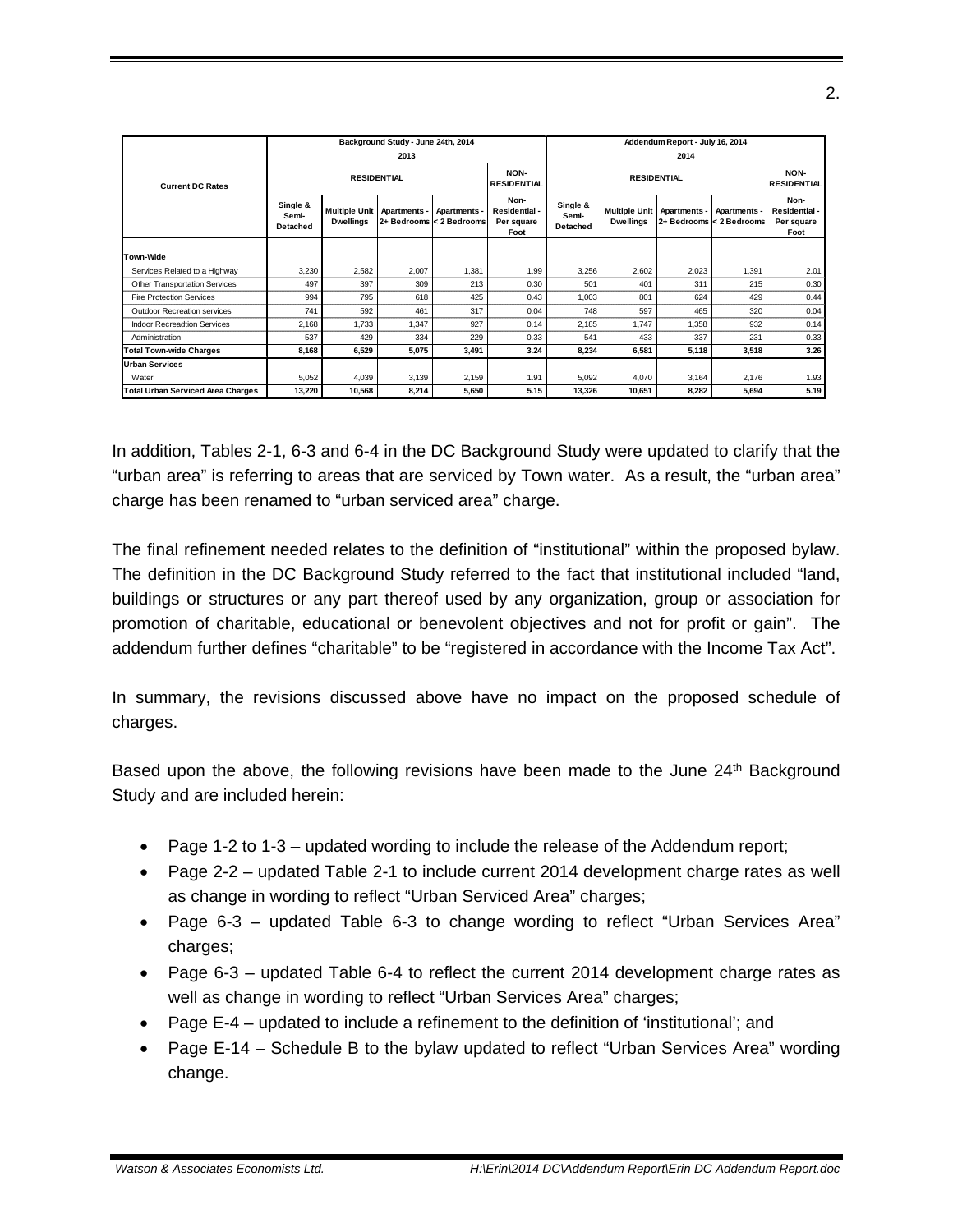| Current DC Rates | Background Study - June 24th, 2014 | | | | | Addendum Report - July 16, 2014 | | | | |
|---|---|---|---|---|---|---|---|---|---|---|
| | 2013 | | | | | 2014 | | | | |
| | RESIDENTIAL | | | | NON-RESIDENTIAL | RESIDENTIAL | | | | NON-RESIDENTIAL |
| | Single & Semi-Detached | Multiple Unit Dwellings | Apartments - 2+ Bedrooms | Apartments - < 2 Bedrooms | Non-Residential - Per square Foot | Single & Semi-Detached | Multiple Unit Dwellings | Apartments - 2+ Bedrooms | Apartments - < 2 Bedrooms | Non-Residential - Per square Foot |
| **Town-Wide** | | | | | | | | | | |
| Services Related to a Highway | 3,230 | 2,582 | 2,007 | 1,381 | 1.99 | 3,256 | 2,602 | 2,023 | 1,391 | 2.01 |
| Other Transportation Services | 497 | 397 | 309 | 213 | 0.30 | 501 | 401 | 311 | 215 | 0.30 |
| Fire Protection Services | 994 | 795 | 618 | 425 | 0.43 | 1,003 | 801 | 624 | 429 | 0.44 |
| Outdoor Recreation services | 741 | 592 | 461 | 317 | 0.04 | 748 | 597 | 465 | 320 | 0.04 |
| Indoor Recreadtion Services | 2,168 | 1,733 | 1,347 | 927 | 0.14 | 2,185 | 1,747 | 1,358 | 932 | 0.14 |
| Administration | 537 | 429 | 334 | 229 | 0.33 | 541 | 433 | 337 | 231 | 0.33 |
| **Total Town-wide Charges** | **8,168** | **6,529** | **5,075** | **3,491** | **3.24** | **8,234** | **6,581** | **5,118** | **3,518** | **3.26** |
| **Urban Services** | | | | | | | | | | |
| Water | 5,052 | 4,039 | 3,139 | 2,159 | 1.91 | 5,092 | 4,070 | 3,164 | 2,176 | 1.93 |
| **Total Urban Serviced Area Charges** | **13,220** | **10,568** | **8,214** | **5,650** | **5.15** | **13,326** | **10,651** | **8,282** | **5,694** | **5.19** |

In addition, Tables 2-1, 6-3 and 6-4 in the DC Background Study were updated to clarify that the "urban area" is referring to areas that are serviced by Town water. As a result, the "urban area" charge has been renamed to "urban serviced area" charge.

The final refinement needed relates to the definition of "institutional" within the proposed bylaw. The definition in the DC Background Study referred to the fact that institutional included "land, buildings or structures or any part thereof used by any organization, group or association for promotion of charitable, educational or benevolent objectives and not for profit or gain". The addendum further defines "charitable" to be "registered in accordance with the Income Tax Act".

In summary, the revisions discussed above have no impact on the proposed schedule of charges.

Based upon the above, the following revisions have been made to the June 24th Background Study and are included herein:

- Page 1-2 to 1-3 – updated wording to include the release of the Addendum report;
- Page 2-2 – updated Table 2-1 to include current 2014 development charge rates as well as change in wording to reflect "Urban Serviced Area" charges;
- Page 6-3 – updated Table 6-3 to change wording to reflect "Urban Services Area" charges;
- Page 6-3 – updated Table 6-4 to reflect the current 2014 development charge rates as well as change in wording to reflect "Urban Services Area" charges;
- Page E-4 – updated to include a refinement to the definition of 'institutional'; and
- Page E-14 – Schedule B to the bylaw updated to reflect "Urban Services Area" wording change.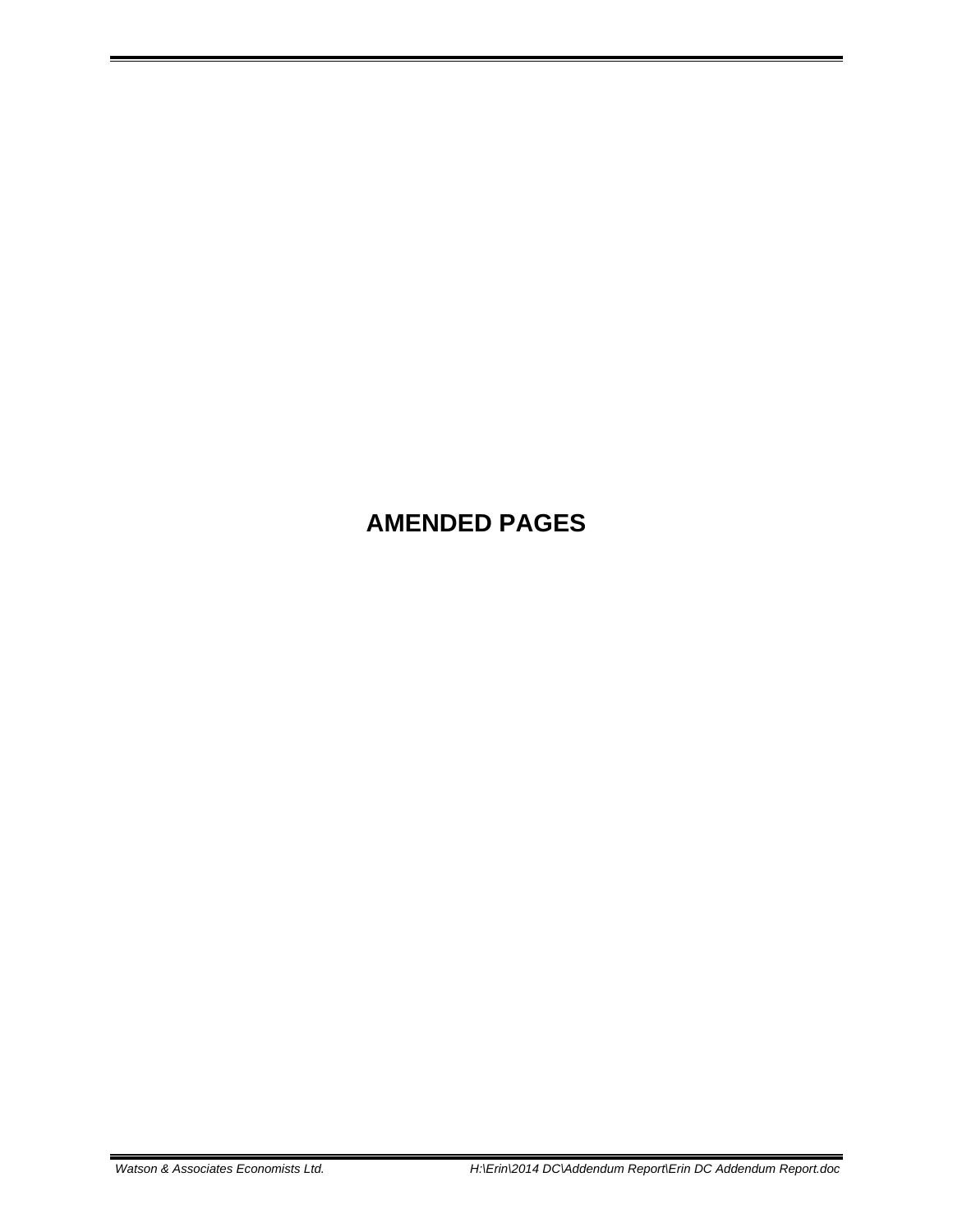# AMENDED PAGES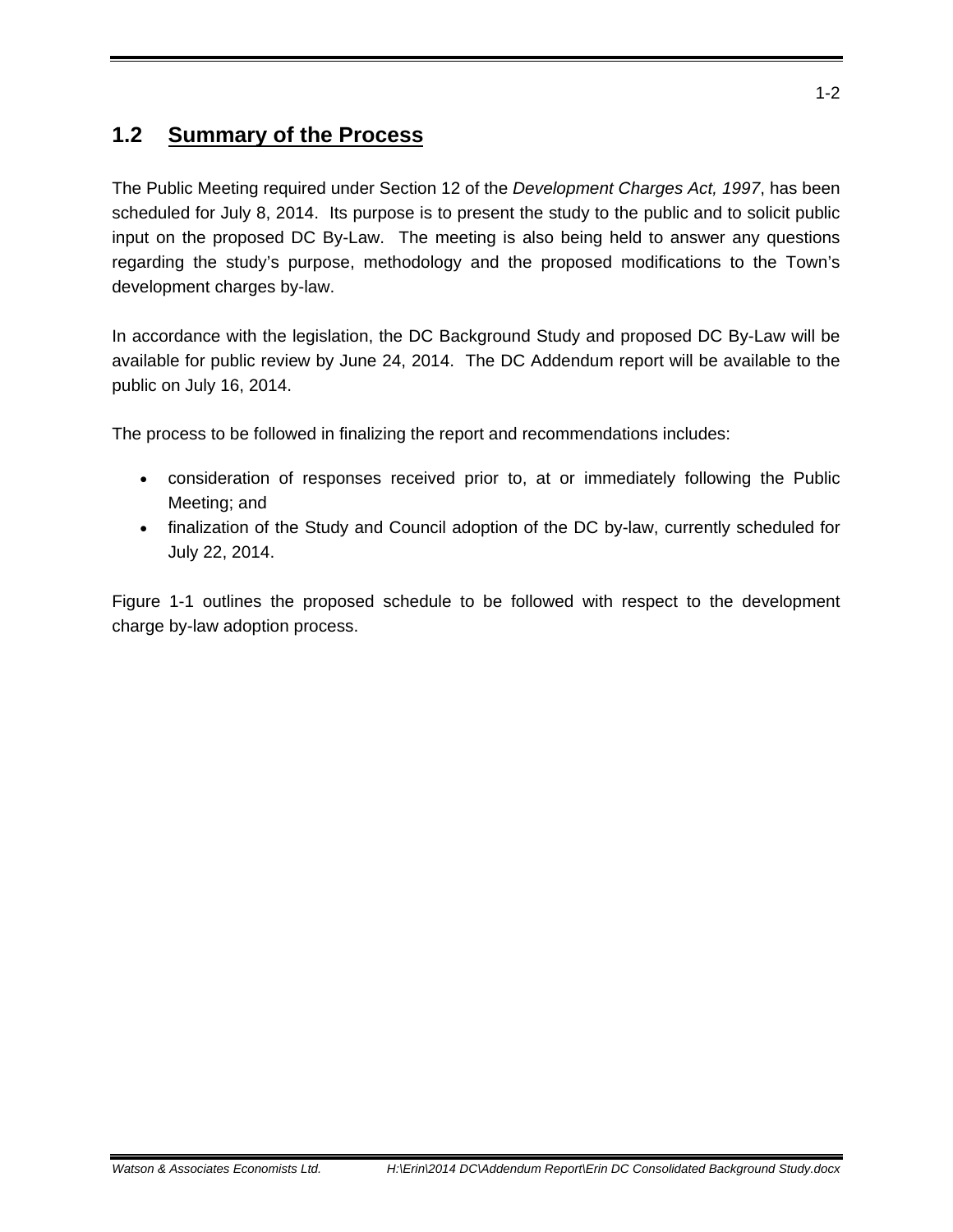## 1.2 Summary of the Process

The Public Meeting required under Section 12 of the *Development Charges Act, 1997*, has been scheduled for July 8, 2014. Its purpose is to present the study to the public and to solicit public input on the proposed DC By-Law. The meeting is also being held to answer any questions regarding the study's purpose, methodology and the proposed modifications to the Town's development charges by-law.

In accordance with the legislation, the DC Background Study and proposed DC By-Law will be available for public review by June 24, 2014. The DC Addendum report will be available to the public on July 16, 2014.

The process to be followed in finalizing the report and recommendations includes:

- consideration of responses received prior to, at or immediately following the Public Meeting; and
- finalization of the Study and Council adoption of the DC by-law, currently scheduled for July 22, 2014.

Figure 1-1 outlines the proposed schedule to be followed with respect to the development charge by-law adoption process.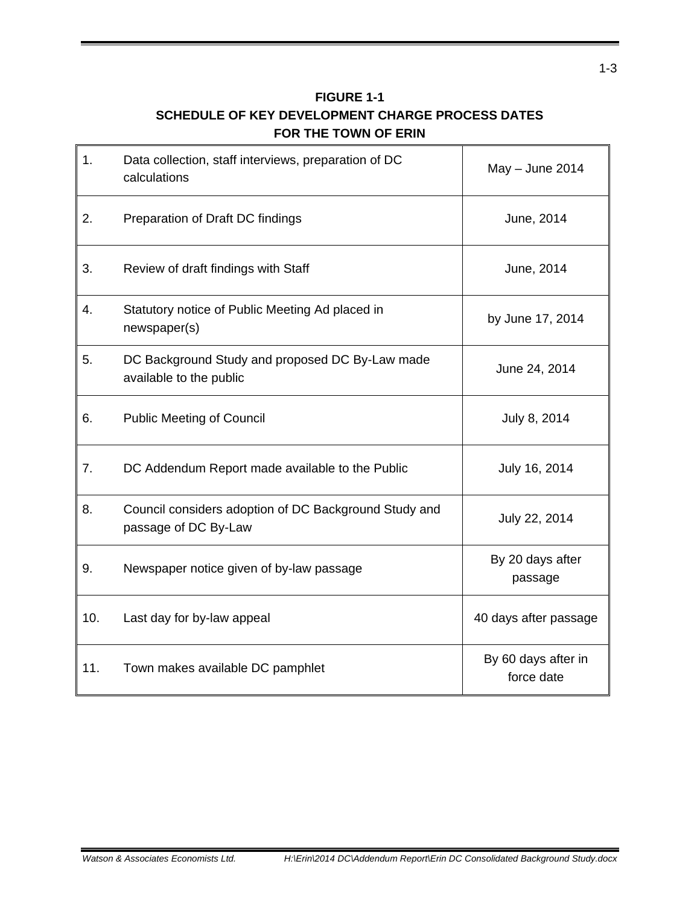**FIGURE 1-1**
**SCHEDULE OF KEY DEVELOPMENT CHARGE PROCESS DATES**
**FOR THE TOWN OF ERIN**

| | | |
|---|---|---|
| 1. | Data collection, staff interviews, preparation of DC calculations | May – June 2014 |
| 2. | Preparation of Draft DC findings | June, 2014 |
| 3. | Review of draft findings with Staff | June, 2014 |
| 4. | Statutory notice of Public Meeting Ad placed in newspaper(s) | by June 17, 2014 |
| 5. | DC Background Study and proposed DC By-Law made available to the public | June 24, 2014 |
| 6. | Public Meeting of Council | July 8, 2014 |
| 7. | DC Addendum Report made available to the Public | July 16, 2014 |
| 8. | Council considers adoption of DC Background Study and passage of DC By-Law | July 22, 2014 |
| 9. | Newspaper notice given of by-law passage | By 20 days after passage |
| 10. | Last day for by-law appeal | 40 days after passage |
| 11. | Town makes available DC pamphlet | By 60 days after in force date |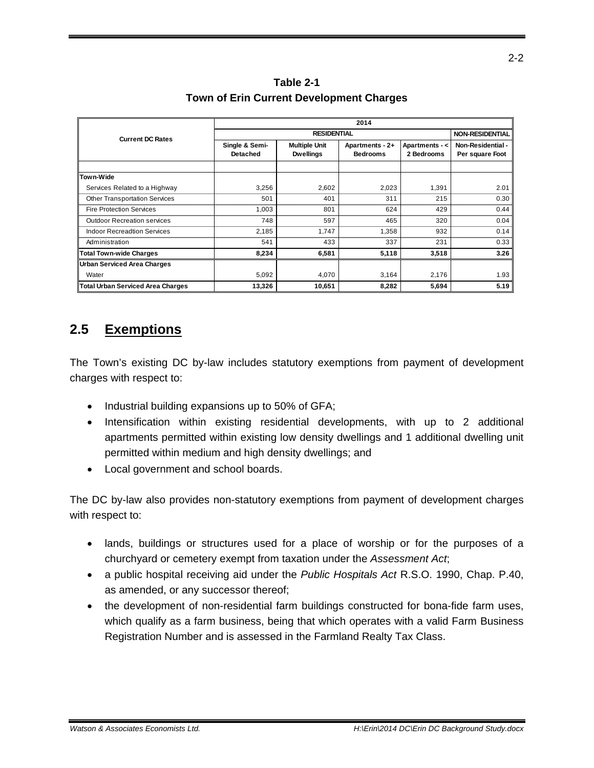**Table 2-1**
**Town of Erin Current Development Charges**

| Current DC Rates | 2014 | | | | |
|---|---|---|---|---|---|
| | RESIDENTIAL | | | | NON-RESIDENTIAL |
| | Single & Semi-Detached | Multiple Unit Dwellings | Apartments - 2+ Bedrooms | Apartments - < 2 Bedrooms | Non-Residential - Per square Foot |
| **Town-Wide** | | | | | |
| Services Related to a Highway | 3,256 | 2,602 | 2,023 | 1,391 | 2.01 |
| Other Transportation Services | 501 | 401 | 311 | 215 | 0.30 |
| Fire Protection Services | 1,003 | 801 | 624 | 429 | 0.44 |
| Outdoor Recreation services | 748 | 597 | 465 | 320 | 0.04 |
| Indoor Recreadtion Services | 2,185 | 1,747 | 1,358 | 932 | 0.14 |
| Administration | 541 | 433 | 337 | 231 | 0.33 |
| **Total Town-wide Charges** | **8,234** | **6,581** | **5,118** | **3,518** | **3.26** |
| **Urban Serviced Area Charges** | | | | | |
| Water | 5,092 | 4,070 | 3,164 | 2,176 | 1.93 |
| **Total Urban Serviced Area Charges** | **13,326** | **10,651** | **8,282** | **5,694** | **5.19** |

## 2.5 Exemptions

The Town's existing DC by-law includes statutory exemptions from payment of development charges with respect to:

- Industrial building expansions up to 50% of GFA;
- Intensification within existing residential developments, with up to 2 additional apartments permitted within existing low density dwellings and 1 additional dwelling unit permitted within medium and high density dwellings; and
- Local government and school boards.

The DC by-law also provides non-statutory exemptions from payment of development charges with respect to:

- lands, buildings or structures used for a place of worship or for the purposes of a churchyard or cemetery exempt from taxation under the *Assessment Act*;
- a public hospital receiving aid under the *Public Hospitals Act* R.S.O. 1990, Chap. P.40, as amended, or any successor thereof;
- the development of non-residential farm buildings constructed for bona-fide farm uses, which qualify as a farm business, being that which operates with a valid Farm Business Registration Number and is assessed in the Farmland Realty Tax Class.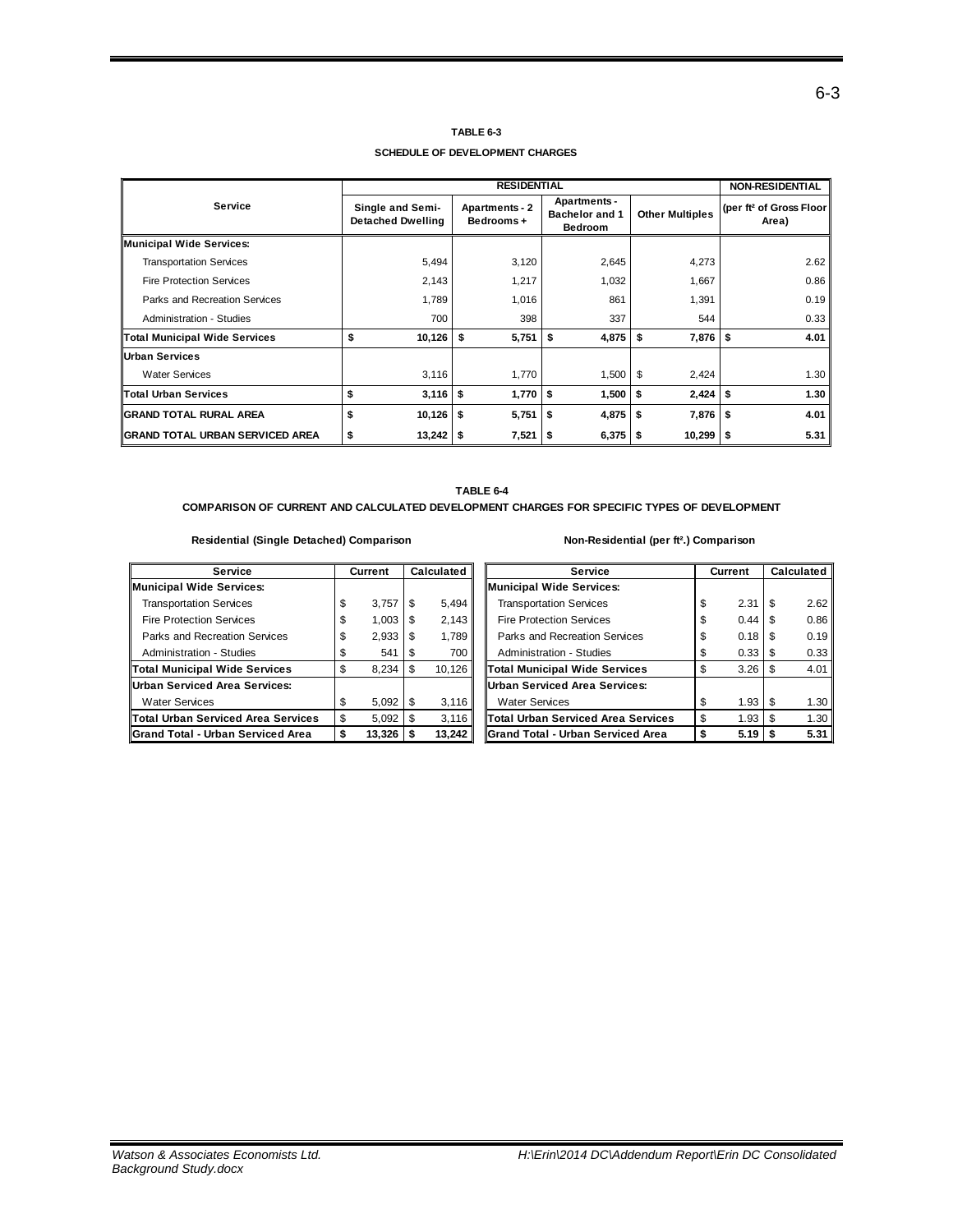**TABLE 6-3**

**SCHEDULE OF DEVELOPMENT CHARGES**

| Service | RESIDENTIAL | | | | NON-RESIDENTIAL |
|---|---|---|---|---|---|
| | Single and Semi-Detached Dwelling | Apartments - 2 Bedrooms + | Apartments - Bachelor and 1 Bedroom | Other Multiples | (per ft² of Gross Floor Area) |
| **Municipal Wide Services:** | | | | | |
| Transportation Services | 5,494 | 3,120 | 2,645 | 4,273 | 2.62 |
| Fire Protection Services | 2,143 | 1,217 | 1,032 | 1,667 | 0.86 |
| Parks and Recreation Services | 1,789 | 1,016 | 861 | 1,391 | 0.19 |
| Administration - Studies | 700 | 398 | 337 | 544 | 0.33 |
| **Total Municipal Wide Services** | **$ 10,126** | **$ 5,751** | **$ 4,875** | **$ 7,876** | **$ 4.01** |
| **Urban Services** | | | | | |
| Water Services | 3,116 | 1,770 | 1,500 | $ 2,424 | 1.30 |
| **Total Urban Services** | **$ 3,116** | **$ 1,770** | **$ 1,500** | **$ 2,424** | **$ 1.30** |
| **GRAND TOTAL RURAL AREA** | **$ 10,126** | **$ 5,751** | **$ 4,875** | **$ 7,876** | **$ 4.01** |
| **GRAND TOTAL URBAN SERVICED AREA** | **$ 13,242** | **$ 7,521** | **$ 6,375** | **$ 10,299** | **$ 5.31** |

**TABLE 6-4**

**COMPARISON OF CURRENT AND CALCULATED DEVELOPMENT CHARGES FOR SPECIFIC TYPES OF DEVELOPMENT**

**Residential (Single Detached) Comparison**

| Service | Current | Calculated |
|---|---|---|
| **Municipal Wide Services:** | | |
| Transportation Services | $ 3,757 | $ 5,494 |
| Fire Protection Services | $ 1,003 | $ 2,143 |
| Parks and Recreation Services | $ 2,933 | $ 1,789 |
| Administration - Studies | $ 541 | $ 700 |
| **Total Municipal Wide Services** | $ 8,234 | $ 10,126 |
| **Urban Serviced Area Services:** | | |
| Water Services | $ 5,092 | $ 3,116 |
| **Total Urban Serviced Area Services** | $ 5,092 | $ 3,116 |
| **Grand Total - Urban Serviced Area** | **$ 13,326** | **$ 13,242** |

**Non-Residential (per ft².) Comparison**

| Service | Current | Calculated |
|---|---|---|
| **Municipal Wide Services:** | | |
| Transportation Services | $ 2.31 | $ 2.62 |
| Fire Protection Services | $ 0.44 | $ 0.86 |
| Parks and Recreation Services | $ 0.18 | $ 0.19 |
| Administration - Studies | $ 0.33 | $ 0.33 |
| **Total Municipal Wide Services** | $ 3.26 | $ 4.01 |
| **Urban Serviced Area Services:** | | |
| Water Services | $ 1.93 | $ 1.30 |
| **Total Urban Serviced Area Services** | $ 1.93 | $ 1.30 |
| **Grand Total - Urban Serviced Area** | **$ 5.19** | **$ 5.31** |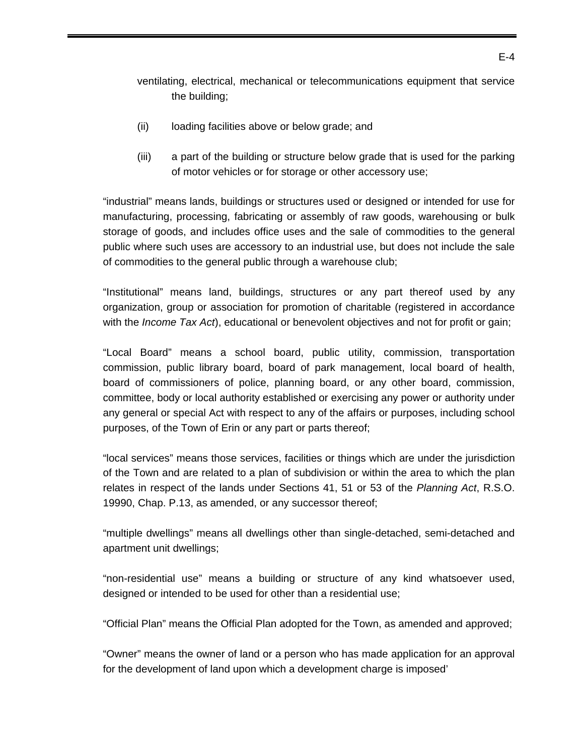ventilating, electrical, mechanical or telecommunications equipment that service the building;

(ii) loading facilities above or below grade; and

(iii) a part of the building or structure below grade that is used for the parking of motor vehicles or for storage or other accessory use;

“industrial” means lands, buildings or structures used or designed or intended for use for manufacturing, processing, fabricating or assembly of raw goods, warehousing or bulk storage of goods, and includes office uses and the sale of commodities to the general public where such uses are accessory to an industrial use, but does not include the sale of commodities to the general public through a warehouse club;

“Institutional” means land, buildings, structures or any part thereof used by any organization, group or association for promotion of charitable (registered in accordance with the *Income Tax Act*), educational or benevolent objectives and not for profit or gain;

“Local Board” means a school board, public utility, commission, transportation commission, public library board, board of park management, local board of health, board of commissioners of police, planning board, or any other board, commission, committee, body or local authority established or exercising any power or authority under any general or special Act with respect to any of the affairs or purposes, including school purposes, of the Town of Erin or any part or parts thereof;

“local services” means those services, facilities or things which are under the jurisdiction of the Town and are related to a plan of subdivision or within the area to which the plan relates in respect of the lands under Sections 41, 51 or 53 of the *Planning Act*, R.S.O. 19990, Chap. P.13, as amended, or any successor thereof;

“multiple dwellings” means all dwellings other than single-detached, semi-detached and apartment unit dwellings;

“non-residential use” means a building or structure of any kind whatsoever used, designed or intended to be used for other than a residential use;

“Official Plan” means the Official Plan adopted for the Town, as amended and approved;

“Owner” means the owner of land or a person who has made application for an approval for the development of land upon which a development charge is imposed’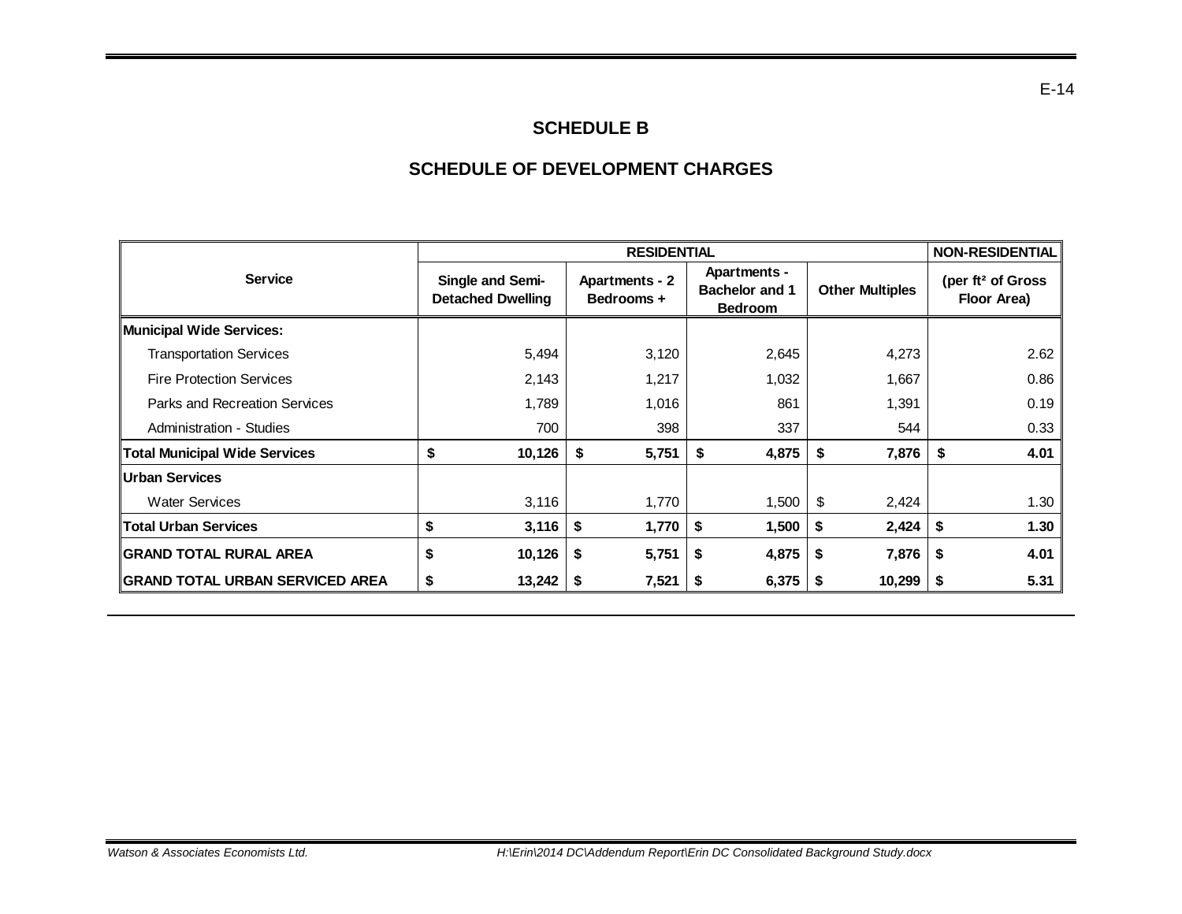## SCHEDULE B

## SCHEDULE OF DEVELOPMENT CHARGES

| Service | RESIDENTIAL | | | | NON-RESIDENTIAL |
|---|---|---|---|---|---|
| | Single and Semi-Detached Dwelling | Apartments - 2 Bedrooms + | Apartments - Bachelor and 1 Bedroom | Other Multiples | (per ft² of Gross Floor Area) |
| **Municipal Wide Services:** | | | | | |
| Transportation Services | 5,494 | 3,120 | 2,645 | 4,273 | 2.62 |
| Fire Protection Services | 2,143 | 1,217 | 1,032 | 1,667 | 0.86 |
| Parks and Recreation Services | 1,789 | 1,016 | 861 | 1,391 | 0.19 |
| Administration - Studies | 700 | 398 | 337 | 544 | 0.33 |
| **Total Municipal Wide Services** | **$ 10,126** | **$ 5,751** | **$ 4,875** | **$ 7,876** | **$ 4.01** |
| **Urban Services** | | | | | |
| Water Services | 3,116 | 1,770 | 1,500 | $ 2,424 | 1.30 |
| **Total Urban Services** | **$ 3,116** | **$ 1,770** | **$ 1,500** | **$ 2,424** | **$ 1.30** |
| **GRAND TOTAL RURAL AREA** | **$ 10,126** | **$ 5,751** | **$ 4,875** | **$ 7,876** | **$ 4.01** |
| **GRAND TOTAL URBAN SERVICED AREA** | **$ 13,242** | **$ 7,521** | **$ 6,375** | **$ 10,299** | **$ 5.31** |